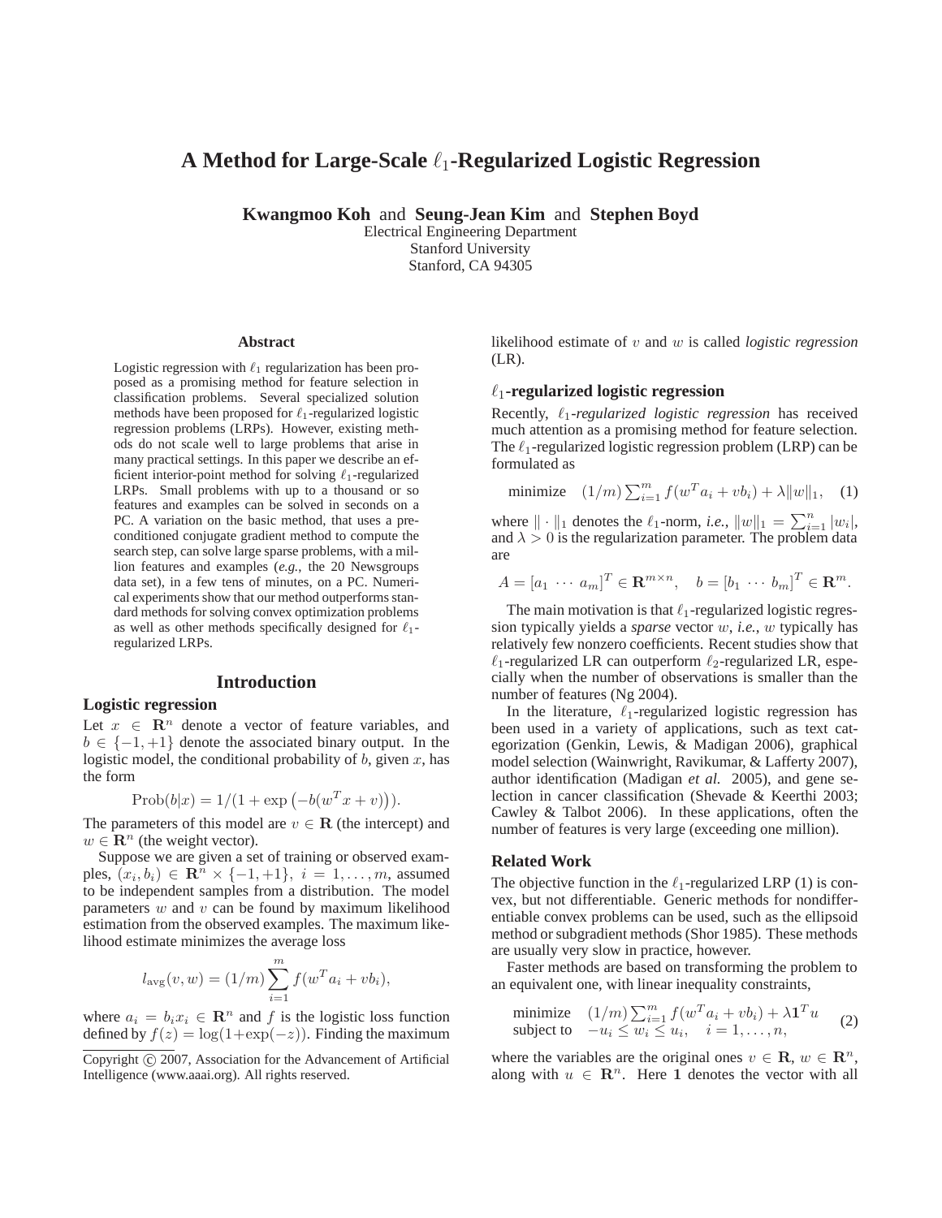# A Method for Large-Scale $\ell_1$-Regularized Logistic Regression

**Kwangmoo Koh** and **Seung-Jean Kim** and **Stephen Boyd**
Electrical Engineering Department
Stanford University
Stanford, CA 94305

## Abstract

Logistic regression with $\ell_1$ regularization has been proposed as a promising method for feature selection in classification problems. Several specialized solution methods have been proposed for $\ell_1$-regularized logistic regression problems (LRPs). However, existing methods do not scale well to large problems that arise in many practical settings. In this paper we describe an efficient interior-point method for solving $\ell_1$-regularized LRPs. Small problems with up to a thousand or so features and examples can be solved in seconds on a PC. A variation on the basic method, that uses a preconditioned conjugate gradient method to compute the search step, can solve large sparse problems, with a million features and examples (*e.g.*, the 20 Newsgroups data set), in a few tens of minutes, on a PC. Numerical experiments show that our method outperforms standard methods for solving convex optimization problems as well as other methods specifically designed for $\ell_1$-regularized LRPs.

## Introduction

### Logistic regression

Let $x \in \mathbf{R}^n$ denote a vector of feature variables, and $b \in \{-1, +1\}$ denote the associated binary output. In the logistic model, the conditional probability of $b$, given $x$, has the form

$$\text{Prob}(b|x) = 1/(1 + \exp(-b(w^T x + v))).$$

The parameters of this model are $v \in \mathbf{R}$ (the intercept) and $w \in \mathbf{R}^n$ (the weight vector).

Suppose we are given a set of training or observed examples, $(x_i, b_i) \in \mathbf{R}^n \times \{-1, +1\}$, $i = 1, \ldots, m$, assumed to be independent samples from a distribution. The model parameters $w$ and $v$ can be found by maximum likelihood estimation from the observed examples. The maximum likelihood estimate minimizes the average loss

$$l_{\text{avg}}(v, w) = (1/m) \sum_{i=1}^{m} f(w^T a_i + v b_i),$$

where $a_i = b_i x_i \in \mathbf{R}^n$ and $f$ is the logistic loss function defined by $f(z) = \log(1+\exp(-z))$. Finding the maximum likelihood estimate of $v$ and $w$ is called *logistic regression* (LR).

### $\ell_1$-regularized logistic regression

Recently, $\ell_1$*-regularized logistic regression* has received much attention as a promising method for feature selection. The $\ell_1$-regularized logistic regression problem (LRP) can be formulated as

$$\text{minimize} \quad (1/m) \sum_{i=1}^{m} f(w^T a_i + v b_i) + \lambda \|w\|_1, \quad (1)$$

where $\|\cdot\|_1$ denotes the $\ell_1$-norm, *i.e.*, $\|w\|_1 = \sum_{i=1}^{n} |w_i|$, and $\lambda > 0$ is the regularization parameter. The problem data are

$$A = [a_1 \ \cdots \ a_m]^T \in \mathbf{R}^{m \times n}, \quad b = [b_1 \ \cdots \ b_m]^T \in \mathbf{R}^m.$$

The main motivation is that $\ell_1$-regularized logistic regression typically yields a *sparse* vector $w$, *i.e.*, $w$ typically has relatively few nonzero coefficients. Recent studies show that $\ell_1$-regularized LR can outperform $\ell_2$-regularized LR, especially when the number of observations is smaller than the number of features (Ng 2004).

In the literature, $\ell_1$-regularized logistic regression has been used in a variety of applications, such as text categorization (Genkin, Lewis, & Madigan 2006), graphical model selection (Wainwright, Ravikumar, & Lafferty 2007), author identification (Madigan *et al.* 2005), and gene selection in cancer classification (Shevade & Keerthi 2003; Cawley & Talbot 2006). In these applications, often the number of features is very large (exceeding one million).

### Related Work

The objective function in the $\ell_1$-regularized LRP (1) is convex, but not differentiable. Generic methods for nondifferentiable convex problems can be used, such as the ellipsoid method or subgradient methods (Shor 1985). These methods are usually very slow in practice, however.

Faster methods are based on transforming the problem to an equivalent one, with linear inequality constraints,

$$\begin{array}{ll} \text{minimize} & (1/m) \sum_{i=1}^{m} f(w^T a_i + v b_i) + \lambda \mathbf{1}^T u \\ \text{subject to} & -u_i \leq w_i \leq u_i, \quad i = 1, \ldots, n, \end{array} \quad (2)$$

where the variables are the original ones $v \in \mathbf{R}$, $w \in \mathbf{R}^n$, along with $u \in \mathbf{R}^n$. Here $\mathbf{1}$ denotes the vector with all

Copyright © 2007, Association for the Advancement of Artificial Intelligence (www.aaai.org). All rights reserved.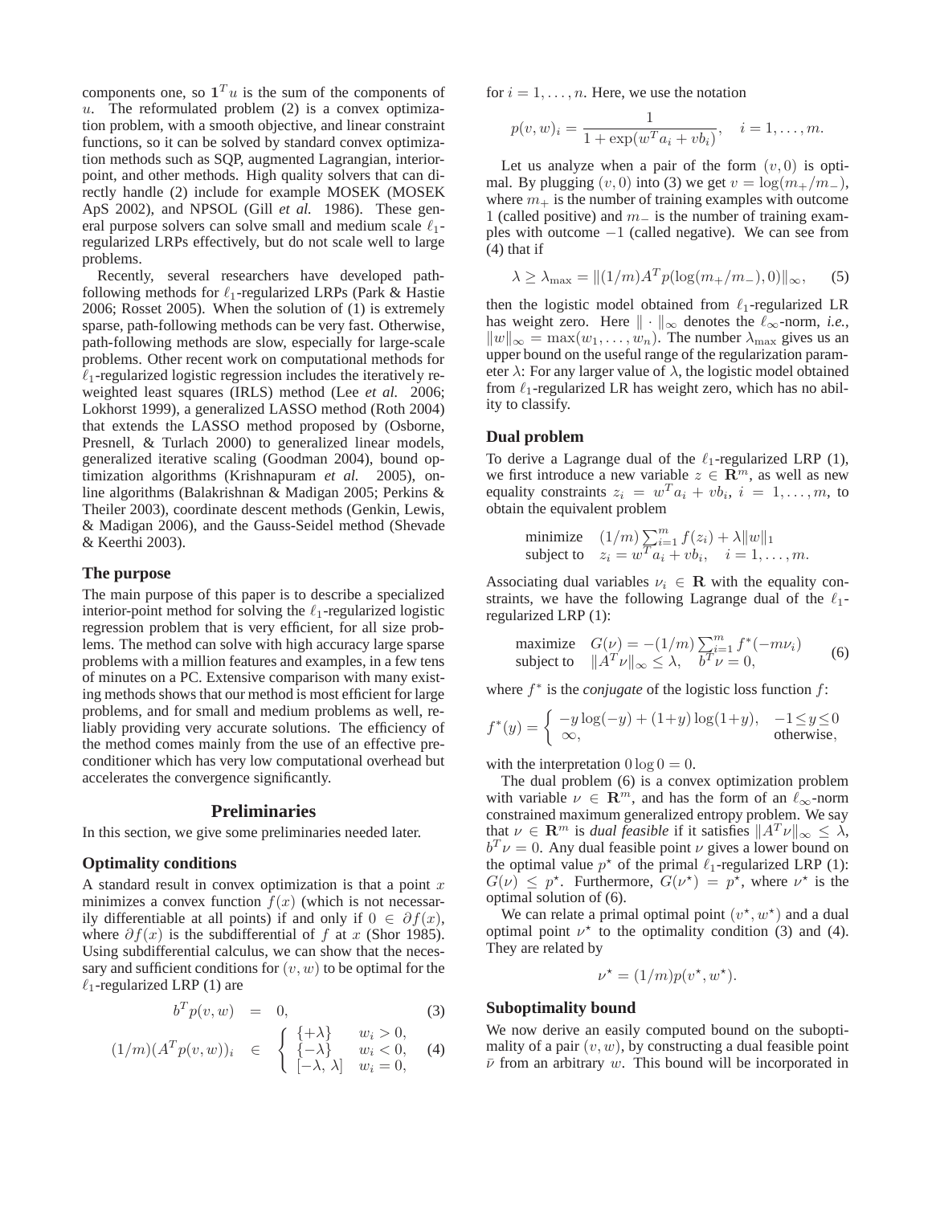components one, so $\mathbf{1}^T u$ is the sum of the components of $u$. The reformulated problem (2) is a convex optimization problem, with a smooth objective, and linear constraint functions, so it can be solved by standard convex optimization methods such as SQP, augmented Lagrangian, interior-point, and other methods. High quality solvers that can directly handle (2) include for example MOSEK (MOSEK ApS 2002), and NPSOL (Gill *et al.* 1986). These general purpose solvers can solve small and medium scale $\ell_1$-regularized LRPs effectively, but do not scale well to large problems.

Recently, several researchers have developed path-following methods for $\ell_1$-regularized LRPs (Park & Hastie 2006; Rosset 2005). When the solution of (1) is extremely sparse, path-following methods can be very fast. Otherwise, path-following methods are slow, especially for large-scale problems. Other recent work on computational methods for $\ell_1$-regularized logistic regression includes the iteratively reweighted least squares (IRLS) method (Lee *et al.* 2006; Lokhorst 1999), a generalized LASSO method (Roth 2004) that extends the LASSO method proposed by (Osborne, Presnell, & Turlach 2000) to generalized linear models, generalized iterative scaling (Goodman 2004), bound optimization algorithms (Krishnapuram *et al.* 2005), online algorithms (Balakrishnan & Madigan 2005; Perkins & Theiler 2003), coordinate descent methods (Genkin, Lewis, & Madigan 2006), and the Gauss-Seidel method (Shevade & Keerthi 2003).

### The purpose

The main purpose of this paper is to describe a specialized interior-point method for solving the $\ell_1$-regularized logistic regression problem that is very efficient, for all size problems. The method can solve with high accuracy large sparse problems with a million features and examples, in a few tens of minutes on a PC. Extensive comparison with many existing methods shows that our method is most efficient for large problems, and for small and medium problems as well, reliably providing very accurate solutions. The efficiency of the method comes mainly from the use of an effective preconditioner which has very low computational overhead but accelerates the convergence significantly.

## Preliminaries

In this section, we give some preliminaries needed later.

### Optimality conditions

A standard result in convex optimization is that a point $x$ minimizes a convex function $f(x)$ (which is not necessarily differentiable at all points) if and only if $0 \in \partial f(x)$, where $\partial f(x)$ is the subdifferential of $f$ at $x$ (Shor 1985). Using subdifferential calculus, we can show that the necessary and sufficient conditions for $(v, w)$ to be optimal for the $\ell_1$-regularized LRP (1) are

$$b^T p(v,w) = 0, \tag{3}$$

$$(1/m)(A^T p(v,w))_i \in \begin{cases} \{+\lambda\} & w_i > 0, \\ \{-\lambda\} & w_i < 0, \\ [-\lambda,\, \lambda] & w_i = 0, \end{cases} \tag{4}$$

for $i = 1, \ldots, n$. Here, we use the notation

$$p(v,w)_i = \frac{1}{1+\exp(w^T a_i + v b_i)}, \quad i = 1, \ldots, m.$$

Let us analyze when a pair of the form $(v, 0)$ is optimal. By plugging $(v, 0)$ into (3) we get $v = \log(m_+/m_-)$, where $m_+$ is the number of training examples with outcome 1 (called positive) and $m_-$ is the number of training examples with outcome $-1$ (called negative). We can see from (4) that if

$$\lambda \geq \lambda_{\max} = \|(1/m)A^T p(\log(m_+/m_-), 0)\|_\infty, \tag{5}$$

then the logistic model obtained from $\ell_1$-regularized LR has weight zero. Here $\|\cdot\|_\infty$ denotes the $\ell_\infty$-norm, *i.e.*, $\|w\|_\infty = \max(w_1, \ldots, w_n)$. The number $\lambda_{\max}$ gives us an upper bound on the useful range of the regularization parameter $\lambda$: For any larger value of $\lambda$, the logistic model obtained from $\ell_1$-regularized LR has weight zero, which has no ability to classify.

### Dual problem

To derive a Lagrange dual of the $\ell_1$-regularized LRP (1), we first introduce a new variable $z \in \mathbf{R}^m$, as well as new equality constraints $z_i = w^T a_i + v b_i$, $i = 1, \ldots, m$, to obtain the equivalent problem

$$\begin{array}{ll} \text{minimize} & (1/m)\sum_{i=1}^m f(z_i) + \lambda\|w\|_1 \\ \text{subject to} & z_i = w^T a_i + v b_i, \quad i = 1, \ldots, m. \end{array}$$

Associating dual variables $\nu_i \in \mathbf{R}$ with the equality constraints, we have the following Lagrange dual of the $\ell_1$-regularized LRP (1):

$$\begin{array}{ll} \text{maximize} & G(\nu) = -(1/m)\sum_{i=1}^m f^*(-m\nu_i) \\ \text{subject to} & \|A^T\nu\|_\infty \leq \lambda, \quad b^T\nu = 0, \end{array} \tag{6}$$

where $f^*$ is the *conjugate* of the logistic loss function $f$:

$$f^*(y) = \begin{cases} -y\log(-y) + (1+y)\log(1+y), & -1 \leq y \leq 0 \\ \infty, & \text{otherwise}, \end{cases}$$

with the interpretation $0\log 0 = 0$.

The dual problem (6) is a convex optimization problem with variable $\nu \in \mathbf{R}^m$, and has the form of an $\ell_\infty$-norm constrained maximum generalized entropy problem. We say that $\nu \in \mathbf{R}^m$ is *dual feasible* if it satisfies $\|A^T\nu\|_\infty \leq \lambda$, $b^T\nu = 0$. Any dual feasible point $\nu$ gives a lower bound on the optimal value $p^\star$ of the primal $\ell_1$-regularized LRP (1): $G(\nu) \leq p^\star$. Furthermore, $G(\nu^\star) = p^\star$, where $\nu^\star$ is the optimal solution of (6).

We can relate a primal optimal point $(v^\star, w^\star)$ and a dual optimal point $\nu^\star$ to the optimality condition (3) and (4). They are related by

$$\nu^\star = (1/m)p(v^\star, w^\star).$$

### Suboptimality bound

We now derive an easily computed bound on the suboptimality of a pair $(v, w)$, by constructing a dual feasible point $\bar{\nu}$ from an arbitrary $w$. This bound will be incorporated in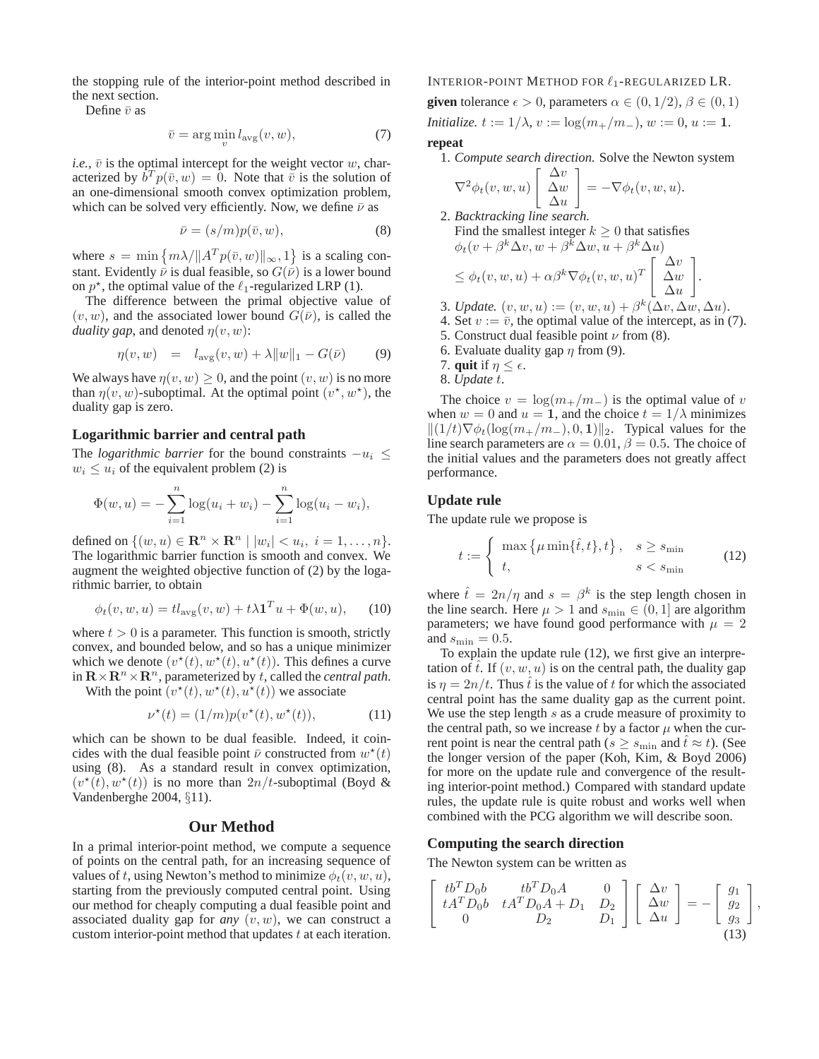the stopping rule of the interior-point method described in the next section.

Define $\bar{v}$ as

$$\bar{v} = \arg\min_{v} l_{\rm avg}(v, w), \tag{7}$$

*i.e.*, $\bar{v}$ is the optimal intercept for the weight vector $w$, characterized by $b^T p(\bar{v}, w) = 0$. Note that $\bar{v}$ is the solution of an one-dimensional smooth convex optimization problem, which can be solved very efficiently. Now, we define $\bar{\nu}$ as

$$\bar{\nu} = (s/m) p(\bar{v}, w), \tag{8}$$

where $s = \min\left\{m\lambda / \|A^T p(\bar{v}, w)\|_\infty, 1\right\}$ is a scaling constant. Evidently $\bar{\nu}$ is dual feasible, so $G(\bar{\nu})$ is a lower bound on $p^\star$, the optimal value of the $\ell_1$-regularized LRP (1).

The difference between the primal objective value of $(v, w)$, and the associated lower bound $G(\bar{\nu})$, is called the *duality gap*, and denoted $\eta(v, w)$:

$$\eta(v, w) \quad = \quad l_{\rm avg}(v, w) + \lambda \|w\|_1 - G(\bar{\nu}) \tag{9}$$

We always have $\eta(v, w) \geq 0$, and the point $(v, w)$ is no more than $\eta(v, w)$-suboptimal. At the optimal point $(v^\star, w^\star)$, the duality gap is zero.

### Logarithmic barrier and central path

The *logarithmic barrier* for the bound constraints $-u_i \leq w_i \leq u_i$ of the equivalent problem (2) is

$$\Phi(w, u) = -\sum_{i=1}^{n} \log(u_i + w_i) - \sum_{i=1}^{n} \log(u_i - w_i),$$

defined on $\{(w, u) \in \mathbf{R}^n \times \mathbf{R}^n \mid |w_i| < u_i,\ i = 1, \ldots, n\}$. The logarithmic barrier function is smooth and convex. We augment the weighted objective function of (2) by the logarithmic barrier, to obtain

$$\phi_t(v, w, u) = t l_{\rm avg}(v, w) + t\lambda \mathbf{1}^T u + \Phi(w, u), \tag{10}$$

where $t > 0$ is a parameter. This function is smooth, strictly convex, and bounded below, and so has a unique minimizer which we denote $(v^\star(t), w^\star(t), u^\star(t))$. This defines a curve in $\mathbf{R} \times \mathbf{R}^n \times \mathbf{R}^n$, parameterized by $t$, called the *central path*.

With the point $(v^\star(t), w^\star(t), u^\star(t))$ we associate

$$\nu^\star(t) = (1/m) p(v^\star(t), w^\star(t)), \tag{11}$$

which can be shown to be dual feasible. Indeed, it coincides with the dual feasible point $\bar{\nu}$ constructed from $w^\star(t)$ using (8). As a standard result in convex optimization, $(v^\star(t), w^\star(t))$ is no more than $2n/t$-suboptimal (Boyd & Vandenberghe 2004, §11).

## Our Method

In a primal interior-point method, we compute a sequence of points on the central path, for an increasing sequence of values of $t$, using Newton's method to minimize $\phi_t(v, w, u)$, starting from the previously computed central point. Using our method for cheaply computing a dual feasible point and associated duality gap for *any* $(v, w)$, we can construct a custom interior-point method that updates $t$ at each iteration.

Interior-point Method for $\ell_1$-regularized LR.

**given** tolerance $\epsilon > 0$, parameters $\alpha \in (0, 1/2)$, $\beta \in (0, 1)$

*Initialize.* $t := 1/\lambda$, $v := \log(m_+/m_-)$, $w := 0$, $u := \mathbf{1}$.

**repeat**

1. *Compute search direction.* Solve the Newton system
$$\nabla^2 \phi_t(v, w, u) \begin{bmatrix} \Delta v \\ \Delta w \\ \Delta u \end{bmatrix} = -\nabla \phi_t(v, w, u).$$
2. *Backtracking line search.*
Find the smallest integer $k \geq 0$ that satisfies
$$\phi_t(v + \beta^k \Delta v, w + \beta^k \Delta w, u + \beta^k \Delta u) \leq \phi_t(v, w, u) + \alpha \beta^k \nabla \phi_t(v, w, u)^T \begin{bmatrix} \Delta v \\ \Delta w \\ \Delta u \end{bmatrix}.$$
3. *Update.* $(v, w, u) := (v, w, u) + \beta^k (\Delta v, \Delta w, \Delta u)$.
4. Set $v := \bar{v}$, the optimal value of the intercept, as in (7).
5. Construct dual feasible point $\nu$ from (8).
6. Evaluate duality gap $\eta$ from (9).
7. **quit** if $\eta \leq \epsilon$.
8. *Update* $t$.

The choice $v = \log(m_+/m_-)$ is the optimal value of $v$ when $w = 0$ and $u = \mathbf{1}$, and the choice $t = 1/\lambda$ minimizes $\|(1/t)\nabla \phi_t(\log(m_+/m_-), 0, \mathbf{1})\|_2$. Typical values for the line search parameters are $\alpha = 0.01$, $\beta = 0.5$. The choice of the initial values and the parameters does not greatly affect performance.

### Update rule

The update rule we propose is

$$t := \begin{cases} \max\left\{\mu \min\{\hat{t}, t\}, t\right\}, & s \geq s_{\min} \\ t, & s < s_{\min} \end{cases} \tag{12}$$

where $\hat{t} = 2n/\eta$ and $s = \beta^k$ is the step length chosen in the line search. Here $\mu > 1$ and $s_{\min} \in (0, 1]$ are algorithm parameters; we have found good performance with $\mu = 2$ and $s_{\min} = 0.5$.

To explain the update rule (12), we first give an interpretation of $\hat{t}$. If $(v, w, u)$ is on the central path, the duality gap is $\eta = 2n/t$. Thus $\hat{t}$ is the value of $t$ for which the associated central point has the same duality gap as the current point. We use the step length $s$ as a crude measure of proximity to the central path, so we increase $t$ by a factor $\mu$ when the current point is near the central path ($s \geq s_{\min}$ and $\hat{t} \approx t$). (See the longer version of the paper (Koh, Kim, & Boyd 2006) for more on the update rule and convergence of the resulting interior-point method.) Compared with standard update rules, the update rule is quite robust and works well when combined with the PCG algorithm we will describe soon.

### Computing the search direction

The Newton system can be written as

$$\begin{bmatrix} t b^T D_0 b & t b^T D_0 A & 0 \\ t A^T D_0 b & t A^T D_0 A + D_1 & D_2 \\ 0 & D_2 & D_1 \end{bmatrix} \begin{bmatrix} \Delta v \\ \Delta w \\ \Delta u \end{bmatrix} = -\begin{bmatrix} g_1 \\ g_2 \\ g_3 \end{bmatrix}, \tag{13}$$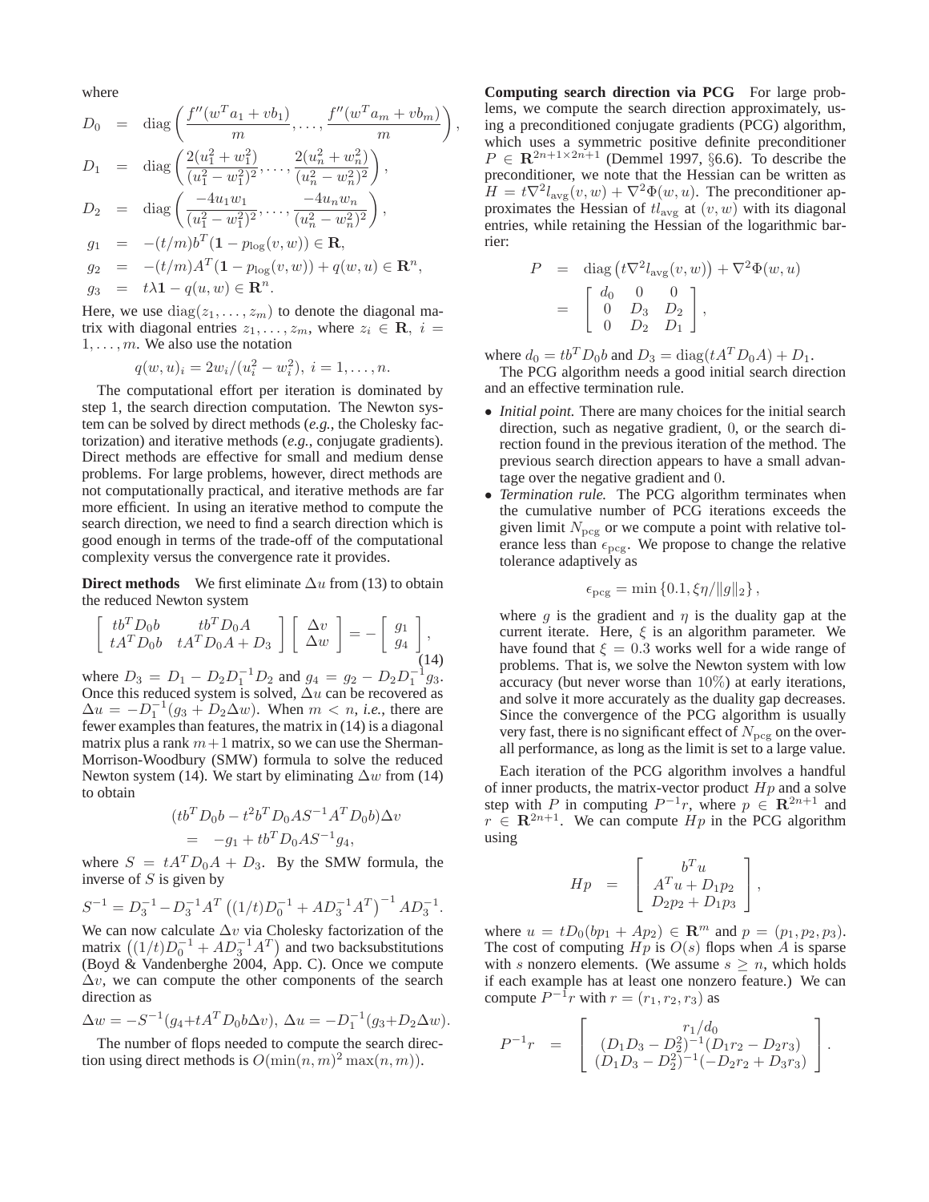where

$$
\begin{aligned}
D_0 &= \operatorname{diag}\left(\frac{f''(w^T a_1 + v b_1)}{m}, \ldots, \frac{f''(w^T a_m + v b_m)}{m}\right), \\
D_1 &= \operatorname{diag}\left(\frac{2(u_1^2 + w_1^2)}{(u_1^2 - w_1^2)^2}, \ldots, \frac{2(u_n^2 + w_n^2)}{(u_n^2 - w_n^2)^2}\right), \\
D_2 &= \operatorname{diag}\left(\frac{-4u_1 w_1}{(u_1^2 - w_1^2)^2}, \ldots, \frac{-4u_n w_n}{(u_n^2 - w_n^2)^2}\right), \\
g_1 &= -(t/m) b^T (\mathbf{1} - p_{\log}(v, w)) \in \mathbf{R}, \\
g_2 &= -(t/m) A^T (\mathbf{1} - p_{\log}(v, w)) + q(w, u) \in \mathbf{R}^n, \\
g_3 &= t\lambda \mathbf{1} - q(u, w) \in \mathbf{R}^n.
\end{aligned}
$$

Here, we use $\operatorname{diag}(z_1, \ldots, z_m)$ to denote the diagonal matrix with diagonal entries $z_1, \ldots, z_m$, where $z_i \in \mathbf{R}$, $i = 1, \ldots, m$. We also use the notation

$$
q(w, u)_i = 2w_i/(u_i^2 - w_i^2), \; i = 1, \ldots, n.
$$

The computational effort per iteration is dominated by step 1, the search direction computation. The Newton system can be solved by direct methods (*e.g.*, the Cholesky factorization) and iterative methods (*e.g.*, conjugate gradients). Direct methods are effective for small and medium dense problems. For large problems, however, direct methods are not computationally practical, and iterative methods are far more efficient. In using an iterative method to compute the search direction, we need to find a search direction which is good enough in terms of the trade-off of the computational complexity versus the convergence rate it provides.

**Direct methods** We first eliminate $\Delta u$ from (13) to obtain the reduced Newton system

$$
\begin{bmatrix} t b^T D_0 b & t b^T D_0 A \\ t A^T D_0 b & t A^T D_0 A + D_3 \end{bmatrix} \begin{bmatrix} \Delta v \\ \Delta w \end{bmatrix} = - \begin{bmatrix} g_1 \\ g_4 \end{bmatrix}, \tag{14}
$$

where $D_3 = D_1 - D_2 D_1^{-1} D_2$ and $g_4 = g_2 - D_2 D_1^{-1} g_3$. Once this reduced system is solved, $\Delta u$ can be recovered as $\Delta u = -D_1^{-1}(g_3 + D_2 \Delta w)$. When $m < n$, *i.e.*, there are fewer examples than features, the matrix in (14) is a diagonal matrix plus a rank $m+1$ matrix, so we can use the Sherman-Morrison-Woodbury (SMW) formula to solve the reduced Newton system (14). We start by eliminating $\Delta w$ from (14) to obtain

$$
\begin{aligned}
&(t b^T D_0 b - t^2 b^T D_0 A S^{-1} A^T D_0 b) \Delta v \\
&\quad = -g_1 + t b^T D_0 A S^{-1} g_4,
\end{aligned}
$$

where $S = t A^T D_0 A + D_3$. By the SMW formula, the inverse of $S$ is given by

$$
S^{-1} = D_3^{-1} - D_3^{-1} A^T \left((1/t) D_0^{-1} + A D_3^{-1} A^T\right)^{-1} A D_3^{-1}.
$$

We can now calculate $\Delta v$ via Cholesky factorization of the matrix $\left((1/t) D_0^{-1} + A D_3^{-1} A^T\right)$ and two backsubstitutions (Boyd & Vandenberghe 2004, App. C). Once we compute $\Delta v$, we can compute the other components of the search direction as

$$
\Delta w = -S^{-1}(g_4 + t A^T D_0 b \Delta v), \; \Delta u = -D_1^{-1}(g_3 + D_2 \Delta w).
$$

The number of flops needed to compute the search direction using direct methods is $O(\min(n, m)^2 \max(n, m))$.

**Computing search direction via PCG** For large problems, we compute the search direction approximately, using a preconditioned conjugate gradients (PCG) algorithm, which uses a symmetric positive definite preconditioner $P \in \mathbf{R}^{2n+1 \times 2n+1}$ (Demmel 1997, §6.6). To describe the preconditioner, we note that the Hessian can be written as $H = t\nabla^2 l_{\text{avg}}(v, w) + \nabla^2 \Phi(w, u)$. The preconditioner approximates the Hessian of $t l_{\text{avg}}$ at $(v, w)$ with its diagonal entries, while retaining the Hessian of the logarithmic barrier:

$$
\begin{aligned}
P &= \operatorname{diag}\left(t \nabla^2 l_{\text{avg}}(v, w)\right) + \nabla^2 \Phi(w, u) \\
&= \begin{bmatrix} d_0 & 0 & 0 \\ 0 & D_3 & D_2 \\ 0 & D_2 & D_1 \end{bmatrix},
\end{aligned}
$$

where $d_0 = t b^T D_0 b$ and $D_3 = \operatorname{diag}(t A^T D_0 A) + D_1$.

The PCG algorithm needs a good initial search direction and an effective termination rule.

- *Initial point.* There are many choices for the initial search direction, such as negative gradient, 0, or the search direction found in the previous iteration of the method. The previous search direction appears to have a small advantage over the negative gradient and 0.
- *Termination rule.* The PCG algorithm terminates when the cumulative number of PCG iterations exceeds the given limit $N_{\text{pcg}}$ or we compute a point with relative tolerance less than $\epsilon_{\text{pcg}}$. We propose to change the relative tolerance adaptively as

  $$
  \epsilon_{\text{pcg}} = \min\left\{0.1, \xi \eta / \|g\|_2\right\},
  $$

  where $g$ is the gradient and $\eta$ is the duality gap at the current iterate. Here, $\xi$ is an algorithm parameter. We have found that $\xi = 0.3$ works well for a wide range of problems. That is, we solve the Newton system with low accuracy (but never worse than 10%) at early iterations, and solve it more accurately as the duality gap decreases. Since the convergence of the PCG algorithm is usually very fast, there is no significant effect of $N_{\text{pcg}}$ on the overall performance, as long as the limit is set to a large value.

Each iteration of the PCG algorithm involves a handful of inner products, the matrix-vector product $Hp$ and a solve step with $P$ in computing $P^{-1} r$, where $p \in \mathbf{R}^{2n+1}$ and $r \in \mathbf{R}^{2n+1}$. We can compute $Hp$ in the PCG algorithm using

$$
Hp = \begin{bmatrix} b^T u \\ A^T u + D_1 p_2 \\ D_2 p_2 + D_1 p_3 \end{bmatrix},
$$

where $u = t D_0 (b p_1 + A p_2) \in \mathbf{R}^m$ and $p = (p_1, p_2, p_3)$. The cost of computing $Hp$ is $O(s)$ flops when $A$ is sparse with $s$ nonzero elements. (We assume $s \geq n$, which holds if each example has at least one nonzero feature.) We can compute $P^{-1} r$ with $r = (r_1, r_2, r_3)$ as

$$
P^{-1} r = \begin{bmatrix} r_1 / d_0 \\ (D_1 D_3 - D_2^2)^{-1} (D_1 r_2 - D_2 r_3) \\ (D_1 D_3 - D_2^2)^{-1} (-D_2 r_2 + D_3 r_3) \end{bmatrix}.
$$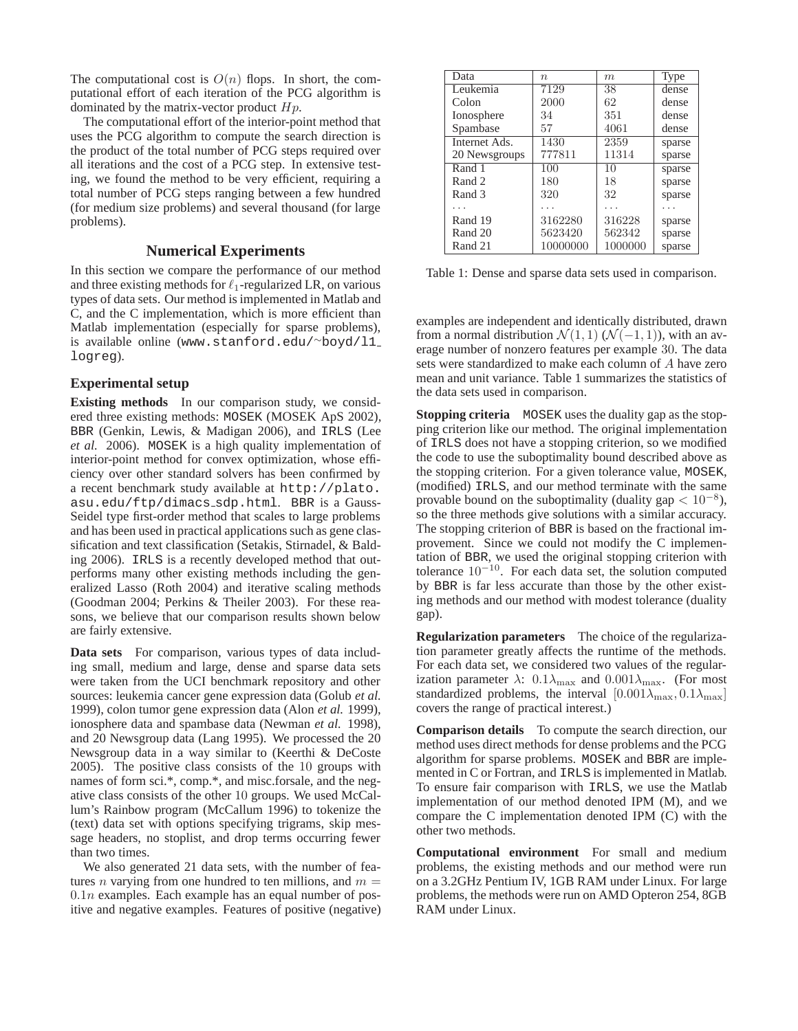The computational cost is $O(n)$ flops. In short, the computational effort of each iteration of the PCG algorithm is dominated by the matrix-vector product $Hp$.

The computational effort of the interior-point method that uses the PCG algorithm to compute the search direction is the product of the total number of PCG steps required over all iterations and the cost of a PCG step. In extensive testing, we found the method to be very efficient, requiring a total number of PCG steps ranging between a few hundred (for medium size problems) and several thousand (for large problems).

## Numerical Experiments

In this section we compare the performance of our method and three existing methods for $\ell_1$-regularized LR, on various types of data sets. Our method is implemented in Matlab and C, and the C implementation, which is more efficient than Matlab implementation (especially for sparse problems), is available online (www.stanford.edu/~boyd/l1_logreg).

### Experimental setup

**Existing methods** In our comparison study, we considered three existing methods: MOSEK (MOSEK ApS 2002), BBR (Genkin, Lewis, & Madigan 2006), and IRLS (Lee *et al.* 2006). MOSEK is a high quality implementation of interior-point method for convex optimization, whose efficiency over other standard solvers has been confirmed by a recent benchmark study available at http://plato.asu.edu/ftp/dimacs_sdp.html. BBR is a Gauss-Seidel type first-order method that scales to large problems and has been used in practical applications such as gene classification and text classification (Setakis, Stirnadel, & Balding 2006). IRLS is a recently developed method that outperforms many other existing methods including the generalized Lasso (Roth 2004) and iterative scaling methods (Goodman 2004; Perkins & Theiler 2003). For these reasons, we believe that our comparison results shown below are fairly extensive.

**Data sets** For comparison, various types of data including small, medium and large, dense and sparse data sets were taken from the UCI benchmark repository and other sources: leukemia cancer gene expression data (Golub *et al.* 1999), colon tumor gene expression data (Alon *et al.* 1999), ionosphere data and spambase data (Newman *et al.* 1998), and 20 Newsgroup data (Lang 1995). We processed the 20 Newsgroup data in a way similar to (Keerthi & DeCoste 2005). The positive class consists of the 10 groups with names of form sci.*, comp.*, and misc.forsale, and the negative class consists of the other 10 groups. We used McCallum's Rainbow program (McCallum 1996) to tokenize the (text) data set with options specifying trigrams, skip message headers, no stoplist, and drop terms occurring fewer than two times.

We also generated 21 data sets, with the number of features $n$ varying from one hundred to ten millions, and $m = 0.1n$ examples. Each example has an equal number of positive and negative examples. Features of positive (negative) examples are independent and identically distributed, drawn from a normal distribution $\mathcal{N}(1,1)$ ($\mathcal{N}(-1,1)$), with an average number of nonzero features per example 30. The data sets were standardized to make each column of $A$ have zero mean and unit variance. Table 1 summarizes the statistics of the data sets used in comparison.

| Data | $n$ | $m$ | Type |
|---|---|---|---|
| Leukemia | 7129 | 38 | dense |
| Colon | 2000 | 62 | dense |
| Ionosphere | 34 | 351 | dense |
| Spambase | 57 | 4061 | dense |
| Internet Ads. | 1430 | 2359 | sparse |
| 20 Newsgroups | 777811 | 11314 | sparse |
| Rand 1 | 100 | 10 | sparse |
| Rand 2 | 180 | 18 | sparse |
| Rand 3 | 320 | 32 | sparse |
| ... | ... | ... | ... |
| Rand 19 | 3162280 | 316228 | sparse |
| Rand 20 | 5623420 | 562342 | sparse |
| Rand 21 | 10000000 | 1000000 | sparse |

Table 1: Dense and sparse data sets used in comparison.

**Stopping criteria** MOSEK uses the duality gap as the stopping criterion like our method. The original implementation of IRLS does not have a stopping criterion, so we modified the code to use the suboptimality bound described above as the stopping criterion. For a given tolerance value, MOSEK, (modified) IRLS, and our method terminate with the same provable bound on the suboptimality (duality gap $< 10^{-8}$), so the three methods give solutions with a similar accuracy. The stopping criterion of BBR is based on the fractional improvement. Since we could not modify the C implementation of BBR, we used the original stopping criterion with tolerance $10^{-10}$. For each data set, the solution computed by BBR is far less accurate than those by the other existing methods and our method with modest tolerance (duality gap).

**Regularization parameters** The choice of the regularization parameter greatly affects the runtime of the methods. For each data set, we considered two values of the regularization parameter $\lambda$: $0.1\lambda_{\max}$ and $0.001\lambda_{\max}$. (For most standardized problems, the interval $[0.001\lambda_{\max}, 0.1\lambda_{\max}]$ covers the range of practical interest.)

**Comparison details** To compute the search direction, our method uses direct methods for dense problems and the PCG algorithm for sparse problems. MOSEK and BBR are implemented in C or Fortran, and IRLS is implemented in Matlab. To ensure fair comparison with IRLS, we use the Matlab implementation of our method denoted IPM (M), and we compare the C implementation denoted IPM (C) with the other two methods.

**Computational environment** For small and medium problems, the existing methods and our method were run on a 3.2GHz Pentium IV, 1GB RAM under Linux. For large problems, the methods were run on AMD Opteron 254, 8GB RAM under Linux.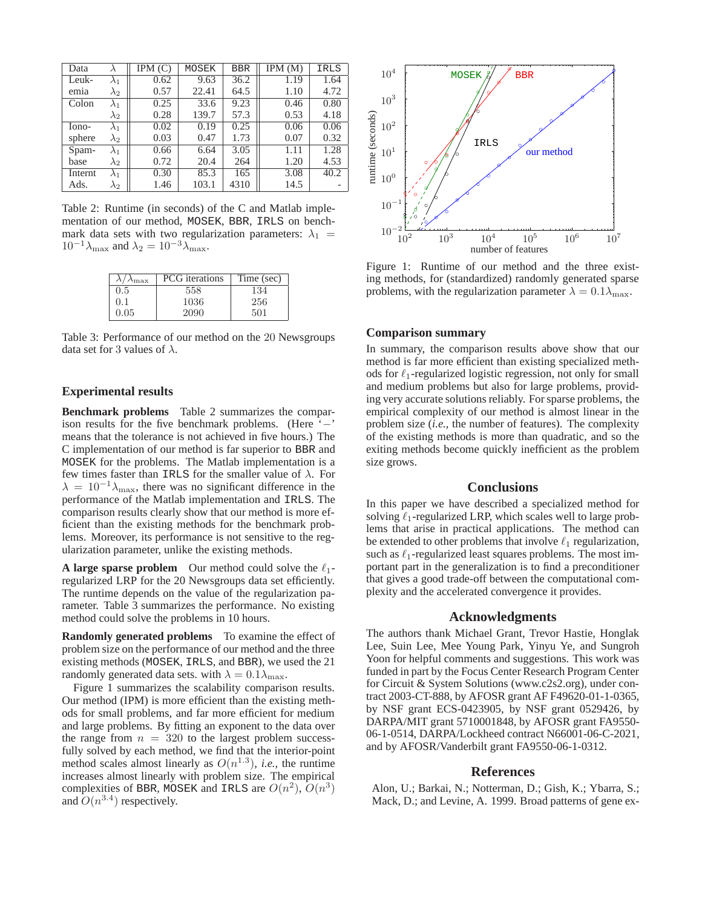| Data | $\lambda$ | IPM (C) | MOSEK | BBR | IPM (M) | IRLS |
|---|---|---|---|---|---|---|
| Leuk- | $\lambda_1$ | 0.62 | 9.63 | 36.2 | 1.19 | 1.64 |
| emia | $\lambda_2$ | 0.57 | 22.41 | 64.5 | 1.10 | 4.72 |
| Colon | $\lambda_1$ | 0.25 | 33.6 | 9.23 | 0.46 | 0.80 |
| | $\lambda_2$ | 0.28 | 139.7 | 57.3 | 0.53 | 4.18 |
| Iono- | $\lambda_1$ | 0.02 | 0.19 | 0.25 | 0.06 | 0.06 |
| sphere | $\lambda_2$ | 0.03 | 0.47 | 1.73 | 0.07 | 0.32 |
| Spam- | $\lambda_1$ | 0.66 | 6.64 | 3.05 | 1.11 | 1.28 |
| base | $\lambda_2$ | 0.72 | 20.4 | 264 | 1.20 | 4.53 |
| Internt | $\lambda_1$ | 0.30 | 85.3 | 165 | 3.08 | 40.2 |
| Ads. | $\lambda_2$ | 1.46 | 103.1 | 4310 | 14.5 | - |

Table 2: Runtime (in seconds) of the C and Matlab implementation of our method, MOSEK, BBR, IRLS on benchmark data sets with two regularization parameters: $\lambda_1 = 10^{-1}\lambda_{\max}$ and $\lambda_2 = 10^{-3}\lambda_{\max}$.

| $\lambda/\lambda_{\max}$ | PCG iterations | Time (sec) |
|---|---|---|
| 0.5 | 558 | 134 |
| 0.1 | 1036 | 256 |
| 0.05 | 2090 | 501 |

Table 3: Performance of our method on the 20 Newsgroups data set for 3 values of $\lambda$.

## Experimental results

**Benchmark problems** Table 2 summarizes the comparison results for the five benchmark problems. (Here '$-$' means that the tolerance is not achieved in five hours.) The C implementation of our method is far superior to BBR and MOSEK for the problems. The Matlab implementation is a few times faster than IRLS for the smaller value of $\lambda$. For $\lambda = 10^{-1}\lambda_{\max}$, there was no significant difference in the performance of the Matlab implementation and IRLS. The comparison results clearly show that our method is more efficient than the existing methods for the benchmark problems. Moreover, its performance is not sensitive to the regularization parameter, unlike the existing methods.

**A large sparse problem** Our method could solve the $\ell_1$-regularized LRP for the 20 Newsgroups data set efficiently. The runtime depends on the value of the regularization parameter. Table 3 summarizes the performance. No existing method could solve the problems in 10 hours.

**Randomly generated problems** To examine the effect of problem size on the performance of our method and the three existing methods (MOSEK, IRLS, and BBR), we used the 21 randomly generated data sets. with $\lambda = 0.1\lambda_{\max}$.

Figure 1 summarizes the scalability comparison results. Our method (IPM) is more efficient than the existing methods for small problems, and far more efficient for medium and large problems. By fitting an exponent to the data over the range from $n = 320$ to the largest problem successfully solved by each method, we find that the interior-point method scales almost linearly as $O(n^{1.3})$, *i.e.*, the runtime increases almost linearly with problem size. The empirical complexities of BBR, MOSEK and IRLS are $O(n^2)$, $O(n^3)$ and $O(n^{3.4})$ respectively.

Figure 1: Runtime of our method and the three existing methods, for (standardized) randomly generated sparse problems, with the regularization parameter $\lambda = 0.1\lambda_{\max}$.

### Comparison summary

In summary, the comparison results above show that our method is far more efficient than existing specialized methods for $\ell_1$-regularized logistic regression, not only for small and medium problems but also for large problems, providing very accurate solutions reliably. For sparse problems, the empirical complexity of our method is almost linear in the problem size (*i.e.*, the number of features). The complexity of the existing methods is more than quadratic, and so the exiting methods become quickly inefficient as the problem size grows.

## Conclusions

In this paper we have described a specialized method for solving $\ell_1$-regularized LRP, which scales well to large problems that arise in practical applications. The method can be extended to other problems that involve $\ell_1$ regularization, such as $\ell_1$-regularized least squares problems. The most important part in the generalization is to find a preconditioner that gives a good trade-off between the computational complexity and the accelerated convergence it provides.

## Acknowledgments

The authors thank Michael Grant, Trevor Hastie, Honglak Lee, Suin Lee, Mee Young Park, Yinyu Ye, and Sungroh Yoon for helpful comments and suggestions. This work was funded in part by the Focus Center Research Program Center for Circuit & System Solutions (www.c2s2.org), under contract 2003-CT-888, by AFOSR grant AF F49620-01-1-0365, by NSF grant ECS-0423905, by NSF grant 0529426, by DARPA/MIT grant 5710001848, by AFOSR grant FA9550-06-1-0514, DARPA/Lockheed contract N66001-06-C-2021, and by AFOSR/Vanderbilt grant FA9550-06-1-0312.

## References

Alon, U.; Barkai, N.; Notterman, D.; Gish, K.; Ybarra, S.; Mack, D.; and Levine, A. 1999. Broad patterns of gene ex-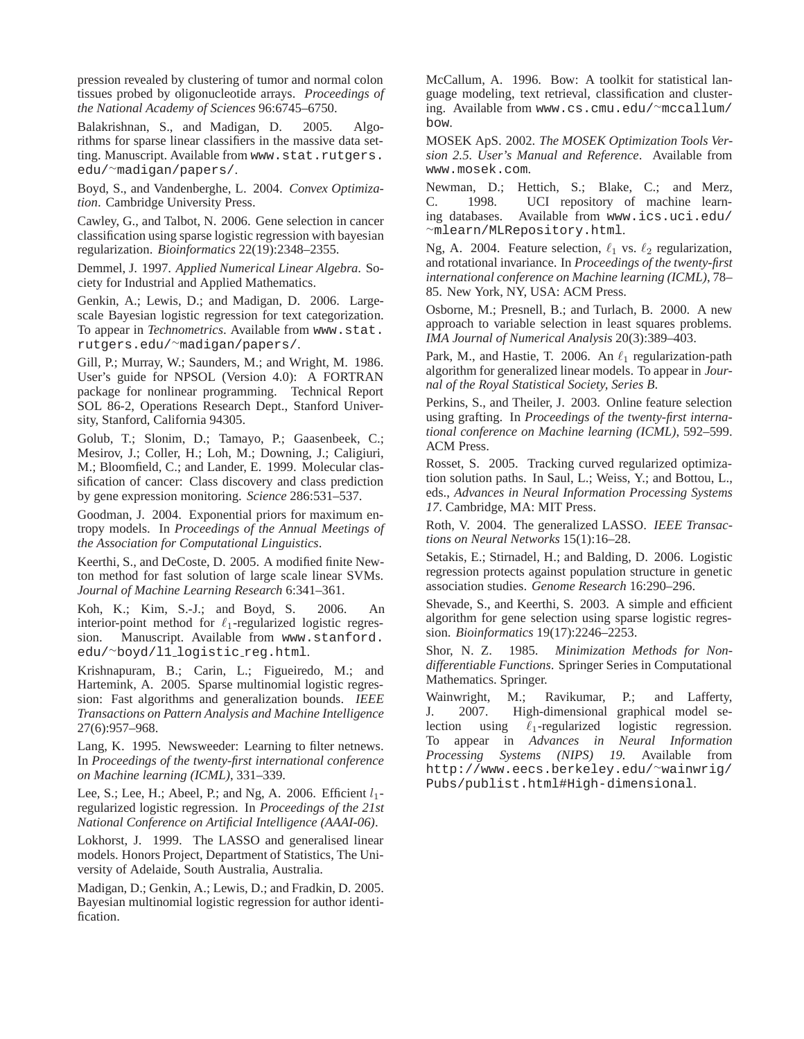pression revealed by clustering of tumor and normal colon tissues probed by oligonucleotide arrays. *Proceedings of the National Academy of Sciences* 96:6745–6750.

Balakrishnan, S., and Madigan, D. 2005. Algorithms for sparse linear classifiers in the massive data setting. Manuscript. Available from www.stat.rutgers.edu/~madigan/papers/.

Boyd, S., and Vandenberghe, L. 2004. *Convex Optimization*. Cambridge University Press.

Cawley, G., and Talbot, N. 2006. Gene selection in cancer classification using sparse logistic regression with bayesian regularization. *Bioinformatics* 22(19):2348–2355.

Demmel, J. 1997. *Applied Numerical Linear Algebra*. Society for Industrial and Applied Mathematics.

Genkin, A.; Lewis, D.; and Madigan, D. 2006. Large-scale Bayesian logistic regression for text categorization. To appear in *Technometrics*. Available from www.stat.rutgers.edu/~madigan/papers/.

Gill, P.; Murray, W.; Saunders, M.; and Wright, M. 1986. User's guide for NPSOL (Version 4.0): A FORTRAN package for nonlinear programming. Technical Report SOL 86-2, Operations Research Dept., Stanford University, Stanford, California 94305.

Golub, T.; Slonim, D.; Tamayo, P.; Gaasenbeek, C.; Mesirov, J.; Coller, H.; Loh, M.; Downing, J.; Caligiuri, M.; Bloomfield, C.; and Lander, E. 1999. Molecular classification of cancer: Class discovery and class prediction by gene expression monitoring. *Science* 286:531–537.

Goodman, J. 2004. Exponential priors for maximum entropy models. In *Proceedings of the Annual Meetings of the Association for Computational Linguistics*.

Keerthi, S., and DeCoste, D. 2005. A modified finite Newton method for fast solution of large scale linear SVMs. *Journal of Machine Learning Research* 6:341–361.

Koh, K.; Kim, S.-J.; and Boyd, S. 2006. An interior-point method for $\ell_1$-regularized logistic regression. Manuscript. Available from www.stanford.edu/~boyd/l1_logistic_reg.html.

Krishnapuram, B.; Carin, L.; Figueiredo, M.; and Hartemink, A. 2005. Sparse multinomial logistic regression: Fast algorithms and generalization bounds. *IEEE Transactions on Pattern Analysis and Machine Intelligence* 27(6):957–968.

Lang, K. 1995. Newsweeder: Learning to filter netnews. In *Proceedings of the twenty-first international conference on Machine learning (ICML)*, 331–339.

Lee, S.; Lee, H.; Abeel, P.; and Ng, A. 2006. Efficient $l_1$-regularized logistic regression. In *Proceedings of the 21st National Conference on Artificial Intelligence (AAAI-06)*.

Lokhorst, J. 1999. The LASSO and generalised linear models. Honors Project, Department of Statistics, The University of Adelaide, South Australia, Australia.

Madigan, D.; Genkin, A.; Lewis, D.; and Fradkin, D. 2005. Bayesian multinomial logistic regression for author identification.

McCallum, A. 1996. Bow: A toolkit for statistical language modeling, text retrieval, classification and clustering. Available from www.cs.cmu.edu/~mccallum/bow.

MOSEK ApS. 2002. *The MOSEK Optimization Tools Version 2.5. User's Manual and Reference*. Available from www.mosek.com.

Newman, D.; Hettich, S.; Blake, C.; and Merz, C. 1998. UCI repository of machine learning databases. Available from www.ics.uci.edu/~mlearn/MLRepository.html.

Ng, A. 2004. Feature selection, $\ell_1$ vs. $\ell_2$ regularization, and rotational invariance. In *Proceedings of the twenty-first international conference on Machine learning (ICML)*, 78–85. New York, NY, USA: ACM Press.

Osborne, M.; Presnell, B.; and Turlach, B. 2000. A new approach to variable selection in least squares problems. *IMA Journal of Numerical Analysis* 20(3):389–403.

Park, M., and Hastie, T. 2006. An $\ell_1$ regularization-path algorithm for generalized linear models. To appear in *Journal of the Royal Statistical Society, Series B*.

Perkins, S., and Theiler, J. 2003. Online feature selection using grafting. In *Proceedings of the twenty-first international conference on Machine learning (ICML)*, 592–599. ACM Press.

Rosset, S. 2005. Tracking curved regularized optimization solution paths. In Saul, L.; Weiss, Y.; and Bottou, L., eds., *Advances in Neural Information Processing Systems 17*. Cambridge, MA: MIT Press.

Roth, V. 2004. The generalized LASSO. *IEEE Transactions on Neural Networks* 15(1):16–28.

Setakis, E.; Stirnadel, H.; and Balding, D. 2006. Logistic regression protects against population structure in genetic association studies. *Genome Research* 16:290–296.

Shevade, S., and Keerthi, S. 2003. A simple and efficient algorithm for gene selection using sparse logistic regression. *Bioinformatics* 19(17):2246–2253.

Shor, N. Z. 1985. *Minimization Methods for Non-differentiable Functions*. Springer Series in Computational Mathematics. Springer.

Wainwright, M.; Ravikumar, P.; and Lafferty, J. 2007. High-dimensional graphical model selection using $\ell_1$-regularized logistic regression. To appear in *Advances in Neural Information Processing Systems (NIPS) 19*. Available from http://www.eecs.berkeley.edu/~wainwrig/Pubs/publist.html#High-dimensional.